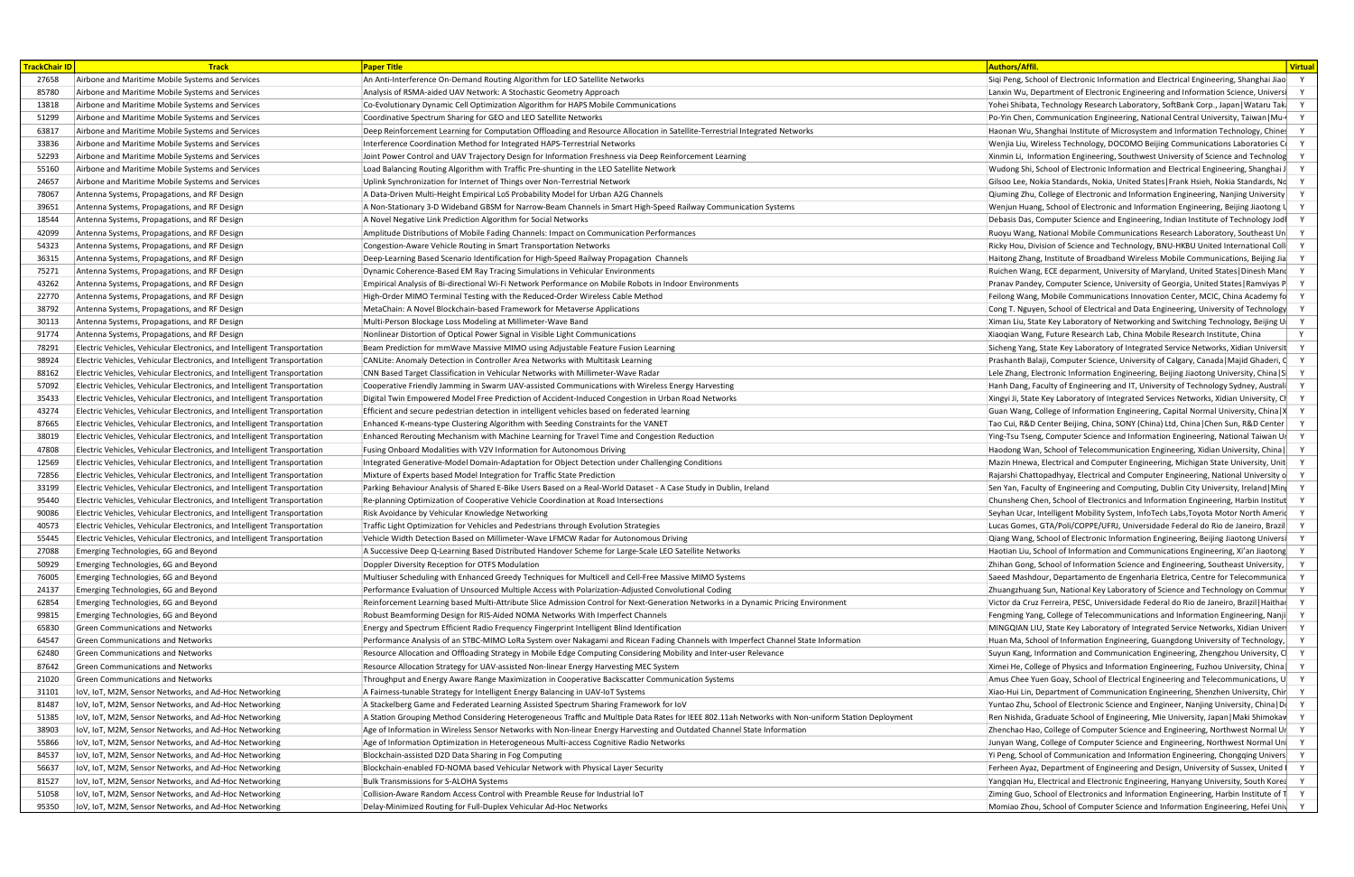| TrackChair ID | Track | Paper Title | Authors/Affil. | Virtual |
|---|---|---|---|---|
| 27658 | Airbone and Maritime Mobile Systems and Services | An Anti-Interference On-Demand Routing Algorithm for LEO Satellite Networks | Siqi Peng, School of Electronic Information and Electrical Engineering, Shanghai Jiao | Y |
| 85780 | Airbone and Maritime Mobile Systems and Services | Analysis of RSMA-aided UAV Network: A Stochastic Geometry Approach | Lanxin Wu, Department of Electronic Engineering and Information Science, Universi | Y |
| 13818 | Airbone and Maritime Mobile Systems and Services | Co-Evolutionary Dynamic Cell Optimization Algorithm for HAPS Mobile Communications | Yohei Shibata, Technology Research Laboratory, SoftBank Corp., Japan\|Wataru Tak | Y |
| 51299 | Airbone and Maritime Mobile Systems and Services | Coordinative Spectrum Sharing for GEO and LEO Satellite Networks | Po-Yin Chen, Communication Engineering, National Central University, Taiwan\|Mu- | Y |
| 63817 | Airbone and Maritime Mobile Systems and Services | Deep Reinforcement Learning for Computation Offloading and Resource Allocation in Satellite-Terrestrial Integrated Networks | Haonan Wu, Shanghai Institute of Microsystem and Information Technology, Chines | Y |
| 33836 | Airbone and Maritime Mobile Systems and Services | Interference Coordination Method for Integrated HAPS-Terrestrial Networks | Wenjia Liu, Wireless Technology, DOCOMO Beijing Communications Laboratories C | Y |
| 52293 | Airbone and Maritime Mobile Systems and Services | Joint Power Control and UAV Trajectory Design for Information Freshness via Deep Reinforcement Learning | Xinmin Li, Information Engineering, Southwest University of Science and Technolog | Y |
| 55160 | Airbone and Maritime Mobile Systems and Services | Load Balancing Routing Algorithm with Traffic Pre-shunting in the LEO Satellite Network | Wudong Shi, School of Electronic Information and Electrical Engineering, Shanghai J | Y |
| 24657 | Airbone and Maritime Mobile Systems and Services | Uplink Synchronization for Internet of Things over Non-Terrestrial Network | Gilsoo Lee, Nokia Standards, Nokia, United States\|Frank Hsieh, Nokia Standards, No | Y |
| 78067 | Antenna Systems, Propagations, and RF Design | A Data-Driven Multi-Height Empirical LoS Probability Model for Urban A2G Channels | Qiuming Zhu, College of Electronic and Information Engineering, Nanjing University | Y |
| 39651 | Antenna Systems, Propagations, and RF Design | A Non-Stationary 3-D Wideband GBSM for Narrow-Beam Channels in Smart High-Speed Railway Communication Systems | Wenjun Huang, School of Electronic and Information Engineering, Beijing Jiaotong U | Y |
| 18544 | Antenna Systems, Propagations, and RF Design | A Novel Negative Link Prediction Algorithm for Social Networks | Debasis Das, Computer Science and Engineering, Indian Institute of Technology Jod | Y |
| 42099 | Antenna Systems, Propagations, and RF Design | Amplitude Distributions of Mobile Fading Channels: Impact on Communication Performances | Ruoyu Wang, National Mobile Communications Research Laboratory, Southeast Un | Y |
| 54323 | Antenna Systems, Propagations, and RF Design | Congestion-Aware Vehicle Routing in Smart Transportation Networks | Ricky Hou, Division of Science and Technology, BNU-HKBU United International Coll | Y |
| 36315 | Antenna Systems, Propagations, and RF Design | Deep-Learning Based Scenario Identification for High-Speed Railway Propagation Channels | Haitong Zhang, Institute of Broadband Wireless Mobile Communications, Beijing Jia | Y |
| 75271 | Antenna Systems, Propagations, and RF Design | Dynamic Coherence-Based EM Ray Tracing Simulations in Vehicular Environments | Ruichen Wang, ECE deparment, University of Maryland, United States\|Dinesh Mano | Y |
| 43262 | Antenna Systems, Propagations, and RF Design | Empirical Analysis of Bi-directional Wi-Fi Network Performance on Mobile Robots in Indoor Environments | Pranav Pandey, Computer Science, University of Georgia, United States\|Ramviyas P | Y |
| 22770 | Antenna Systems, Propagations, and RF Design | High-Order MIMO Terminal Testing with the Reduced-Order Wireless Cable Method | Feilong Wang, Mobile Communications Innovation Center, MCIC, China Academy fo | Y |
| 38792 | Antenna Systems, Propagations, and RF Design | MetaChain: A Novel Blockchain-based Framework for Metaverse Applications | Cong T. Nguyen, School of Electrical and Data Engineering, University of Technology | Y |
| 30113 | Antenna Systems, Propagations, and RF Design | Multi-Person Blockage Loss Modeling at Millimeter-Wave Band | Ximan Liu, State Key Laboratory of Networking and Switching Technology, Beijing U | Y |
| 91774 | Antenna Systems, Propagations, and RF Design | Nonlinear Distortion of Optical Power Signal in Visible Light Communications | Xiaoqian Wang, Future Research Lab, China Mobile Research Institute, China | Y |
| 78291 | Electric Vehicles, Vehicular Electronics, and Intelligent Transportation | Beam Prediction for mmWave Massive MIMO using Adjustable Feature Fusion Learning | Sicheng Yang, State Key Laboratory of Integrated Service Networks, Xidian Universit | Y |
| 98924 | Electric Vehicles, Vehicular Electronics, and Intelligent Transportation | CANLite: Anomaly Detection in Controller Area Networks with Multitask Learning | Prashanth Balaji, Computer Science, University of Calgary, Canada\|Majid Ghaderi, C | Y |
| 88162 | Electric Vehicles, Vehicular Electronics, and Intelligent Transportation | CNN Based Target Classification in Vehicular Networks with Millimeter-Wave Radar | Lele Zhang, Electronic Information Engineering, Beijing Jiaotong University, China\|S | Y |
| 57092 | Electric Vehicles, Vehicular Electronics, and Intelligent Transportation | Cooperative Friendly Jamming in Swarm UAV-assisted Communications with Wireless Energy Harvesting | Hanh Dang, Faculty of Engineering and IT, University of Technology Sydney, Australi | Y |
| 35433 | Electric Vehicles, Vehicular Electronics, and Intelligent Transportation | Digital Twin Empowered Model Free Prediction of Accident-Induced Congestion in Urban Road Networks | Xingyi Ji, State Key Laboratory of Integrated Services Networks, Xidian University, Cl | Y |
| 43274 | Electric Vehicles, Vehicular Electronics, and Intelligent Transportation | Efficient and secure pedestrian detection in intelligent vehicles based on federated learning | Guan Wang, College of Information Engineering, Capital Normal University, China\|X | Y |
| 87665 | Electric Vehicles, Vehicular Electronics, and Intelligent Transportation | Enhanced K-means-type Clustering Algorithm with Seeding Constraints for the VANET | Tao Cui, R&D Center Beijing, China, SONY (China) Ltd, China\|Chen Sun, R&D Center | Y |
| 38019 | Electric Vehicles, Vehicular Electronics, and Intelligent Transportation | Enhanced Rerouting Mechanism with Machine Learning for Travel Time and Congestion Reduction | Ying-Tsu Tseng, Computer Science and Information Engineering, National Taiwan U | Y |
| 47808 | Electric Vehicles, Vehicular Electronics, and Intelligent Transportation | Fusing Onboard Modalities with V2V Information for Autonomous Driving | Haodong Wan, School of Telecommunication Engineering, Xidian University, China\| | Y |
| 12569 | Electric Vehicles, Vehicular Electronics, and Intelligent Transportation | Integrated Generative-Model Domain-Adaptation for Object Detection under Challenging Conditions | Mazin Hnewa, Electrical and Computer Engineering, Michigan State University, Unit | Y |
| 72856 | Electric Vehicles, Vehicular Electronics, and Intelligent Transportation | Mixture of Experts based Model Integration for Traffic State Prediction | Rajarshi Chattopadhyay, Electrical and Computer Engineering, National University o | Y |
| 33199 | Electric Vehicles, Vehicular Electronics, and Intelligent Transportation | Parking Behaviour Analysis of Shared E-Bike Users Based on a Real-World Dataset - A Case Study in Dublin, Ireland | Sen Yan, Faculty of Engineering and Computing, Dublin City University, Ireland\|Ming | Y |
| 95440 | Electric Vehicles, Vehicular Electronics, and Intelligent Transportation | Re-planning Optimization of Cooperative Vehicle Coordination at Road Intersections | Chunsheng Chen, School of Electronics and Information Engineering, Harbin Institut | Y |
| 90086 | Electric Vehicles, Vehicular Electronics, and Intelligent Transportation | Risk Avoidance by Vehicular Knowledge Networking | Seyhan Ucar, Intelligent Mobility System, InfoTech Labs,Toyota Motor North Americ | Y |
| 40573 | Electric Vehicles, Vehicular Electronics, and Intelligent Transportation | Traffic Light Optimization for Vehicles and Pedestrians through Evolution Strategies | Lucas Gomes, GTA/Poli/COPPE/UFRJ, Universidade Federal do Rio de Janeiro, Brazil | Y |
| 55445 | Electric Vehicles, Vehicular Electronics, and Intelligent Transportation | Vehicle Width Detection Based on Millimeter-Wave LFMCW Radar for Autonomous Driving | Qiang Wang, School of Electronic Information Engineering, Beijing Jiaotong Universi | Y |
| 27088 | Emerging Technologies, 6G and Beyond | A Successive Deep Q-Learning Based Distributed Handover Scheme for Large-Scale LEO Satellite Networks | Haotian Liu, School of Information and Communications Engineering, Xi'an Jiaotong | Y |
| 50929 | Emerging Technologies, 6G and Beyond | Doppler Diversity Reception for OTFS Modulation | Zhihan Gong, School of Information Science and Engineering, Southeast University, | Y |
| 76005 | Emerging Technologies, 6G and Beyond | Multiuser Scheduling with Enhanced Greedy Techniques for Multicell and Cell-Free Massive MIMO Systems | Saeed Mashdour, Departamento de Engenharia Eletrica, Centre for Telecommunica | Y |
| 24137 | Emerging Technologies, 6G and Beyond | Performance Evaluation of Unsourced Multiple Access with Polarization-Adjusted Convolutional Coding | Zhuangzhuang Sun, National Key Laboratory of Science and Technology on Commur | Y |
| 62854 | Emerging Technologies, 6G and Beyond | Reinforcement Learning based Multi-Attribute Slice Admission Control for Next-Generation Networks in a Dynamic Pricing Environment | Victor da Cruz Ferreira, PESC, Universidade Federal do Rio de Janeiro, Brazil\|Haithar | Y |
| 99815 | Emerging Technologies, 6G and Beyond | Robust Beamforming Design for RIS-Aided NOMA Networks With Imperfect Channels | Fengming Yang, College of Telecommunications and Information Engineering, Nanji | Y |
| 65830 | Green Communications and Networks | Energy and Spectrum Efficient Radio Frequency Fingerprint Intelligent Blind Identification | MINGQIAN LIU, State Key Laboratory of Integrated Service Networks, Xidian Univer | Y |
| 64547 | Green Communications and Networks | Performance Analysis of an STBC-MIMO LoRa System over Nakagami and Ricean Fading Channels with Imperfect Channel State Information | Huan Ma, School of Information Engineering, Guangdong University of Technology, | Y |
| 62480 | Green Communications and Networks | Resource Allocation and Offloading Strategy in Mobile Edge Computing Considering Mobility and Inter-user Relevance | Suyun Kang, Information and Communication Engineering, Zhengzhou University, C | Y |
| 87642 | Green Communications and Networks | Resource Allocation Strategy for UAV-assisted Non-linear Energy Harvesting MEC System | Ximei He, College of Physics and Information Engineering, Fuzhou University, China\| | Y |
| 21020 | Green Communications and Networks | Throughput and Energy Aware Range Maximization in Cooperative Backscatter Communication Systems | Amus Chee Yuen Goay, School of Electrical Engineering and Telecommunications, U | Y |
| 31101 | IoV, IoT, M2M, Sensor Networks, and Ad-Hoc Networking | A Fairness-tunable Strategy for Intelligent Energy Balancing in UAV-IoT Systems | Xiao-Hui Lin, Department of Communication Engineering, Shenzhen University, Chir | Y |
| 81487 | IoV, IoT, M2M, Sensor Networks, and Ad-Hoc Networking | A Stackelberg Game and Federated Learning Assisted Spectrum Sharing Framework for IoV | Yuntao Zhu, School of Electronic Science and Engineer, Nanjing University, China\|Do | Y |
| 51385 | IoV, IoT, M2M, Sensor Networks, and Ad-Hoc Networking | A Station Grouping Method Considering Heterogeneous Traffic and Multiple Data Rates for IEEE 802.11ah Networks with Non-uniform Station Deployment | Ren Nishida, Graduate School of Engineering, Mie University, Japan\|Maki Shimokaw | Y |
| 38903 | IoV, IoT, M2M, Sensor Networks, and Ad-Hoc Networking | Age of Information in Wireless Sensor Networks with Non-linear Energy Harvesting and Outdated Channel State Information | Zhenchao Hao, College of Computer Science and Engineering, Northwest Normal Ur | Y |
| 55866 | IoV, IoT, M2M, Sensor Networks, and Ad-Hoc Networking | Age of Information Optimization in Heterogeneous Multi-access Cognitive Radio Networks | Junyan Wang, College of Computer Science and Engineering, Northwest Normal Uni | Y |
| 84537 | IoV, IoT, M2M, Sensor Networks, and Ad-Hoc Networking | Blockchain-assisted D2D Data Sharing in Fog Computing | Yi Peng, School of Communication and Information Engineering, Chongqing Univers | Y |
| 56637 | IoV, IoT, M2M, Sensor Networks, and Ad-Hoc Networking | Blockchain-enabled FD-NOMA based Vehicular Network with Physical Layer Security | Ferheen Ayaz, Department of Engineering and Design, University of Sussex, United | Y |
| 81527 | IoV, IoT, M2M, Sensor Networks, and Ad-Hoc Networking | Bulk Transmissions for S-ALOHA Systems | Yangqian Hu, Electrical and Electronic Engineering, Hanyang University, South Korea | Y |
| 51058 | IoV, IoT, M2M, Sensor Networks, and Ad-Hoc Networking | Collision-Aware Random Access Control with Preamble Reuse for Industrial IoT | Ziming Guo, School of Electronics and Information Engineering, Harbin Institute of T | Y |
| 95350 | IoV, IoT, M2M, Sensor Networks, and Ad-Hoc Networking | Delay-Minimized Routing for Full-Duplex Vehicular Ad-Hoc Networks | Momiao Zhou, School of Computer Science and Information Engineering, Hefei Univ | Y |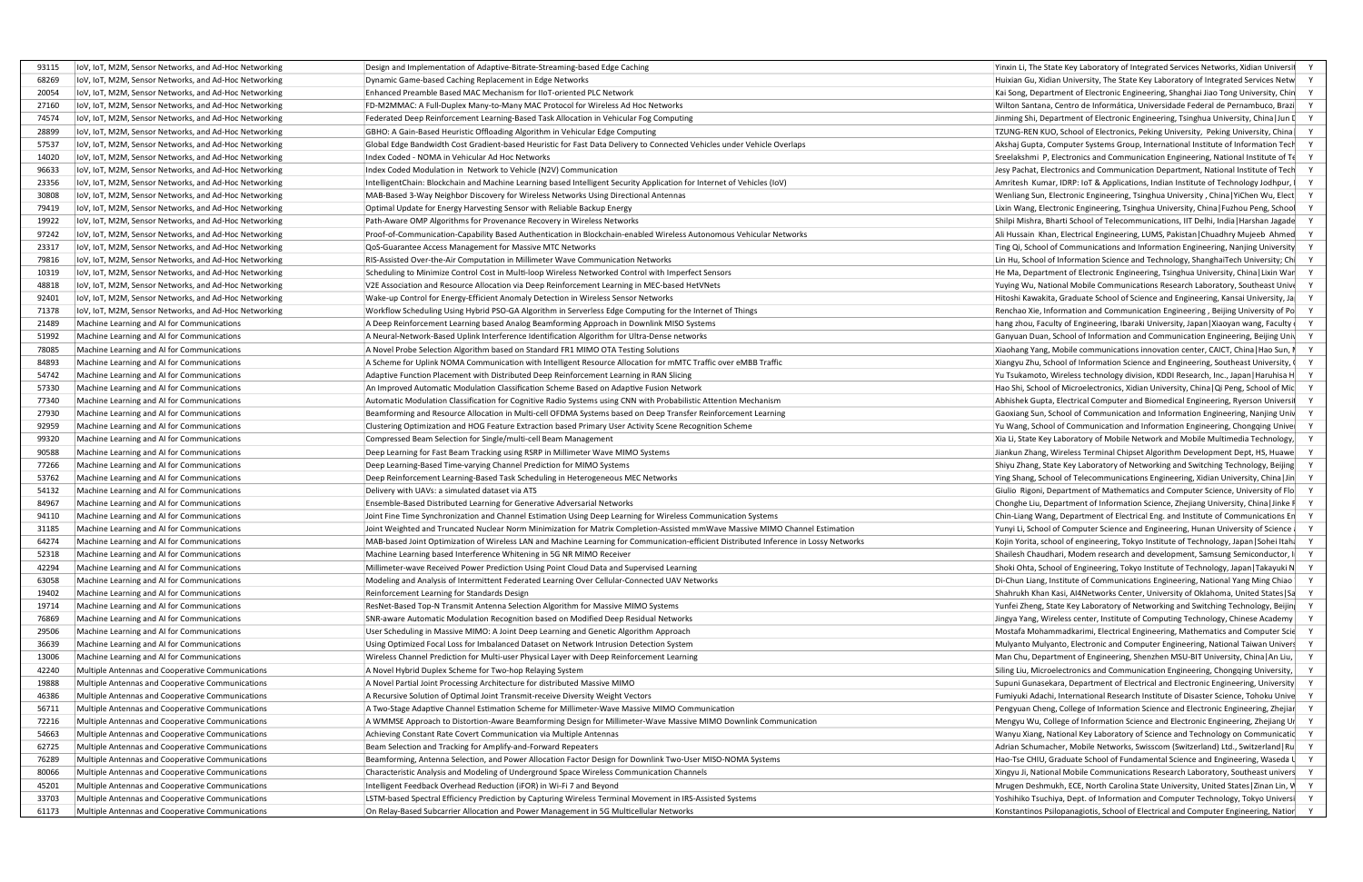| | | | | |
|---|---|---|---|---|
| 93115 | IoV, IoT, M2M, Sensor Networks, and Ad-Hoc Networking | Design and Implementation of Adaptive-Bitrate-Streaming-based Edge Caching | Yinxin Li, The State Key Laboratory of Integrated Services Networks, Xidian Universit | Y |
| 68269 | IoV, IoT, M2M, Sensor Networks, and Ad-Hoc Networking | Dynamic Game-based Caching Replacement in Edge Networks | Huixian Gu, Xidian University, The State Key Laboratory of Integrated Services Netw | Y |
| 20054 | IoV, IoT, M2M, Sensor Networks, and Ad-Hoc Networking | Enhanced Preamble Based MAC Mechanism for IIoT-oriented PLC Network | Kai Song, Department of Electronic Engineering, Shanghai Jiao Tong University, Chin | Y |
| 27160 | IoV, IoT, M2M, Sensor Networks, and Ad-Hoc Networking | FD-M2MMAC: A Full-Duplex Many-to-Many MAC Protocol for Wireless Ad Hoc Networks | Wilton Santana, Centro de Informática, Universidade Federal de Pernambuco, Brazi | Y |
| 74574 | IoV, IoT, M2M, Sensor Networks, and Ad-Hoc Networking | Federated Deep Reinforcement Learning-Based Task Allocation in Vehicular Fog Computing | Jinming Shi, Department of Electronic Engineering, Tsinghua University, China\|Jun D | Y |
| 28899 | IoV, IoT, M2M, Sensor Networks, and Ad-Hoc Networking | GBHO: A Gain-Based Heuristic Offloading Algorithm in Vehicular Edge Computing | TZUNG-REN KUO, School of Electronics, Peking University, Peking University, China\| | Y |
| 57537 | IoV, IoT, M2M, Sensor Networks, and Ad-Hoc Networking | Global Edge Bandwidth Cost Gradient-based Heuristic for Fast Data Delivery to Connected Vehicles under Vehicle Overlaps | Akshaj Gupta, Computer Systems Group, International Institute of Information Tech | Y |
| 14020 | IoV, IoT, M2M, Sensor Networks, and Ad-Hoc Networking | Index Coded - NOMA in Vehicular Ad Hoc Networks | Sreelakshmi P, Electronics and Communication Engineering, National Institute of Te | Y |
| 96633 | IoV, IoT, M2M, Sensor Networks, and Ad-Hoc Networking | Index Coded Modulation in Network to Vehicle (N2V) Communication | Jesy Pachat, Electronics and Communication Department, National Institute of Tech | Y |
| 23356 | IoV, IoT, M2M, Sensor Networks, and Ad-Hoc Networking | IntelligentChain: Blockchain and Machine Learning based Intelligent Security Application for Internet of Vehicles (IoV) | Amritesh Kumar, IDRP: IoT & Applications, Indian Institute of Technology Jodhpur, I | Y |
| 30808 | IoV, IoT, M2M, Sensor Networks, and Ad-Hoc Networking | MAB-Based 3-Way Neighbor Discovery for Wireless Networks Using Directional Antennas | Wenliang Sun, Electronic Engineering, Tsinghua University , China\|YiChen Wu, Elect | Y |
| 79419 | IoV, IoT, M2M, Sensor Networks, and Ad-Hoc Networking | Optimal Update for Energy Harvesting Sensor with Reliable Backup Energy | Lixin Wang, Electronic Engineering, Tsinghua University, China\|Fuzhou Peng, School | Y |
| 19922 | IoV, IoT, M2M, Sensor Networks, and Ad-Hoc Networking | Path-Aware OMP Algorithms for Provenance Recovery in Wireless Networks | Shilpi Mishra, Bharti School of Telecommunications, IIT Delhi, India\|Harshan Jagade | Y |
| 97242 | IoV, IoT, M2M, Sensor Networks, and Ad-Hoc Networking | Proof-of-Communication-Capability Based Authentication in Blockchain-enabled Wireless Autonomous Vehicular Networks | Ali Hussain Khan, Electrical Engineering, LUMS, Pakistan\|Chuadhry Mujeeb Ahmed | Y |
| 23317 | IoV, IoT, M2M, Sensor Networks, and Ad-Hoc Networking | QoS-Guarantee Access Management for Massive MTC Networks | Ting Qi, School of Communications and Information Engineering, Nanjing University | Y |
| 79816 | IoV, IoT, M2M, Sensor Networks, and Ad-Hoc Networking | RIS-Assisted Over-the-Air Computation in Millimeter Wave Communication Networks | Lin Hu, School of Information Science and Technology, ShanghaiTech University; Chi | Y |
| 10319 | IoV, IoT, M2M, Sensor Networks, and Ad-Hoc Networking | Scheduling to Minimize Control Cost in Multi-loop Wireless Networked Control with Imperfect Sensors | He Ma, Department of Electronic Engineering, Tsinghua University, China\|Lixin War | Y |
| 48818 | IoV, IoT, M2M, Sensor Networks, and Ad-Hoc Networking | V2E Association and Resource Allocation via Deep Reinforcement Learning in MEC-based HetVNets | Yuying Wu, National Mobile Communications Research Laboratory, Southeast Unive | Y |
| 92401 | IoV, IoT, M2M, Sensor Networks, and Ad-Hoc Networking | Wake-up Control for Energy-Efficient Anomaly Detection in Wireless Sensor Networks | Hitoshi Kawakita, Graduate School of Science and Engineering, Kansai University, Ja | Y |
| 71378 | IoV, IoT, M2M, Sensor Networks, and Ad-Hoc Networking | Workflow Scheduling Using Hybrid PSO-GA Algorithm in Serverless Edge Computing for the Internet of Things | Renchao Xie, Information and Communication Engineering , Beijing University of Po | Y |
| 21489 | Machine Learning and AI for Communications | A Deep Reinforcement Learning based Analog Beamforming Approach in Downlink MISO Systems | hang zhou, Faculty of Engineering, Ibaraki University, Japan\|Xiaoyan wang, Faculty | Y |
| 51992 | Machine Learning and AI for Communications | A Neural-Network-Based Uplink Interference Identification Algorithm for Ultra-Dense networks | Ganyuan Duan, School of Information and Communication Engineering, Beijing Univ | Y |
| 78085 | Machine Learning and AI for Communications | A Novel Probe Selection Algorithm based on Standard FR1 MIMO OTA Testing Solutions | Xiaohang Yang, Mobile communications innovation center, CAICT, China\|Hao Sun, N | Y |
| 84893 | Machine Learning and AI for Communications | A Scheme for Uplink NOMA Communication with Intelligent Resource Allocation for mMTC Traffic over eMBB Traffic | Xiangyu Zhu, School of Information Science and Engineering, Southeast University, C | Y |
| 54742 | Machine Learning and AI for Communications | Adaptive Function Placement with Distributed Deep Reinforcement Learning in RAN Slicing | Yu Tsukamoto, Wireless technology division, KDDI Research, Inc., Japan\|Haruhisa H | Y |
| 57330 | Machine Learning and AI for Communications | An Improved Automatic Modulation Classification Scheme Based on Adaptive Fusion Network | Hao Shi, School of Microelectronics, Xidian University, China\|Qi Peng, School of Mic | Y |
| 77340 | Machine Learning and AI for Communications | Automatic Modulation Classification for Cognitive Radio Systems using CNN with Probabilistic Attention Mechanism | Abhishek Gupta, Electrical Computer and Biomedical Engineering, Ryerson Universi | Y |
| 27930 | Machine Learning and AI for Communications | Beamforming and Resource Allocation in Multi-cell OFDMA Systems based on Deep Transfer Reinforcement Learning | Gaoxiang Sun, School of Communication and Information Engineering, Nanjing Univ | Y |
| 92959 | Machine Learning and AI for Communications | Clustering Optimization and HOG Feature Extraction based Primary User Activity Scene Recognition Scheme | Yu Wang, School of Communication and Information Engineering, Chongqing Unive | Y |
| 99320 | Machine Learning and AI for Communications | Compressed Beam Selection for Single/multi-cell Beam Management | Xia Li, State Key Laboratory of Mobile Network and Mobile Multimedia Technology, | Y |
| 90588 | Machine Learning and AI for Communications | Deep Learning for Fast Beam Tracking using RSRP in Millimeter Wave MIMO Systems | Jiankun Zhang, Wireless Terminal Chipset Algorithm Development Dept, HS, Huawe | Y |
| 77266 | Machine Learning and AI for Communications | Deep Learning-Based Time-varying Channel Prediction for MIMO Systems | Shiyu Zhang, State Key Laboratory of Networking and Switching Technology, Beijing | Y |
| 53762 | Machine Learning and AI for Communications | Deep Reinforcement Learning-Based Task Scheduling in Heterogeneous MEC Networks | Ying Shang, School of Telecommunications Engineering, Xidian University, China\|Jin | Y |
| 54132 | Machine Learning and AI for Communications | Delivery with UAVs: a simulated dataset via ATS | Giulio Rigoni, Department of Mathematics and Computer Science, University of Flo | Y |
| 84967 | Machine Learning and AI for Communications | Ensemble-Based Distributed Learning for Generative Adversarial Networks | Chonghe Liu, Department of Information Science, Zhejiang University, China\|Jinke F | Y |
| 94110 | Machine Learning and AI for Communications | Joint Fine Time Synchronization and Channel Estimation Using Deep Learning for Wireless Communication Systems | Chin-Liang Wang, Department of Electrical Eng. and Institute of Communications En | Y |
| 31185 | Machine Learning and AI for Communications | Joint Weighted and Truncated Nuclear Norm Minimization for Matrix Completion-Assisted mmWave Massive MIMO Channel Estimation | Yunyi Li, School of Computer Science and Engineering, Hunan University of Science | Y |
| 64274 | Machine Learning and AI for Communications | MAB-based Joint Optimization of Wireless LAN and Machine Learning for Communication-efficient Distributed Inference in Lossy Networks | Kojin Yorita, school of engineering, Tokyo Institute of Technology, Japan\|Sohei Itaha | Y |
| 52318 | Machine Learning and AI for Communications | Machine Learning based Interference Whitening in 5G NR MIMO Receiver | Shailesh Chaudhari, Modem research and development, Samsung Semiconductor, I | Y |
| 42294 | Machine Learning and AI for Communications | Millimeter-wave Received Power Prediction Using Point Cloud Data and Supervised Learning | Shoki Ohta, School of Engineering, Tokyo Institute of Technology, Japan\|Takayuki N | Y |
| 63058 | Machine Learning and AI for Communications | Modeling and Analysis of Intermittent Federated Learning Over Cellular-Connected UAV Networks | Di-Chun Liang, Institute of Communications Engineering, National Yang Ming Chiao | Y |
| 19402 | Machine Learning and AI for Communications | Reinforcement Learning for Standards Design | Shahrukh Khan Kasi, AI4Networks Center, University of Oklahoma, United States\|Sa | Y |
| 19714 | Machine Learning and AI for Communications | ResNet-Based Top-N Transmit Antenna Selection Algorithm for Massive MIMO Systems | Yunfei Zheng, State Key Laboratory of Networking and Switching Technology, Beijing | Y |
| 76869 | Machine Learning and AI for Communications | SNR-aware Automatic Modulation Recognition based on Modified Deep Residual Networks | Jingya Yang, Wireless center, Institute of Computing Technology, Chinese Academy | Y |
| 29506 | Machine Learning and AI for Communications | User Scheduling in Massive MIMO: A Joint Deep Learning and Genetic Algorithm Approach | Mostafa Mohammadkarimi, Electrical Engineering, Mathematics and Computer Scie | Y |
| 36639 | Machine Learning and AI for Communications | Using Optimized Focal Loss for Imbalanced Dataset on Network Intrusion Detection System | Mulyanto Mulyanto, Electronic and Computer Engineering, National Taiwan Univers | Y |
| 13006 | Machine Learning and AI for Communications | Wireless Channel Prediction for Multi-user Physical Layer with Deep Reinforcement Learning | Man Chu, Department of Engineering, Shenzhen MSU-BIT University, China\|An Liu, | Y |
| 42240 | Multiple Antennas and Cooperative Communications | A Novel Hybrid Duplex Scheme for Two-hop Relaying System | Siling Liu, Microelectronics and Communication Engineering, Chongqing University, | Y |
| 19888 | Multiple Antennas and Cooperative Communications | A Novel Partial Joint Processing Architecture for distributed Massive MIMO | Supuni Gunasekara, Department of Electrical and Electronic Engineering, University | Y |
| 46386 | Multiple Antennas and Cooperative Communications | A Recursive Solution of Optimal Joint Transmit-receive Diversity Weight Vectors | Fumiyuki Adachi, International Research Institute of Disaster Science, Tohoku Unive | Y |
| 56711 | Multiple Antennas and Cooperative Communications | A Two-Stage Adaptive Channel Estimation Scheme for Millimeter-Wave Massive MIMO Communication | Pengyuan Cheng, College of Information Science and Electronic Engineering, Zhejiar | Y |
| 72216 | Multiple Antennas and Cooperative Communications | A WMMSE Approach to Distortion-Aware Beamforming Design for Millimeter-Wave Massive MIMO Downlink Communication | Mengyu Wu, College of Information Science and Electronic Engineering, Zhejiang Ur | Y |
| 54663 | Multiple Antennas and Cooperative Communications | Achieving Constant Rate Covert Communication via Multiple Antennas | Wanyu Xiang, National Key Laboratory of Science and Technology on Communicatio | Y |
| 62725 | Multiple Antennas and Cooperative Communications | Beam Selection and Tracking for Amplify-and-Forward Repeaters | Adrian Schumacher, Mobile Networks, Swisscom (Switzerland) Ltd., Switzerland\|Ru | Y |
| 76289 | Multiple Antennas and Cooperative Communications | Beamforming, Antenna Selection, and Power Allocation Factor Design for Downlink Two-User MISO-NOMA Systems | Hao-Tse CHIU, Graduate School of Fundamental Science and Engineering, Waseda U | Y |
| 80066 | Multiple Antennas and Cooperative Communications | Characteristic Analysis and Modeling of Underground Space Wireless Communication Channels | Xingyu Ji, National Mobile Communications Research Laboratory, Southeast univers | Y |
| 45201 | Multiple Antennas and Cooperative Communications | Intelligent Feedback Overhead Reduction (iFOR) in Wi-Fi 7 and Beyond | Mrugen Deshmukh, ECE, North Carolina State University, United States\|Zinan Lin, W | Y |
| 33703 | Multiple Antennas and Cooperative Communications | LSTM-based Spectral Efficiency Prediction by Capturing Wireless Terminal Movement in IRS-Assisted Systems | Yoshihiko Tsuchiya, Dept. of Information and Computer Technology, Tokyo Universi | Y |
| 61173 | Multiple Antennas and Cooperative Communications | On Relay-Based Subcarrier Allocation and Power Management in 5G Multicellular Networks | Konstantinos Psilopanagiotis, School of Electrical and Computer Engineering, Natior | Y |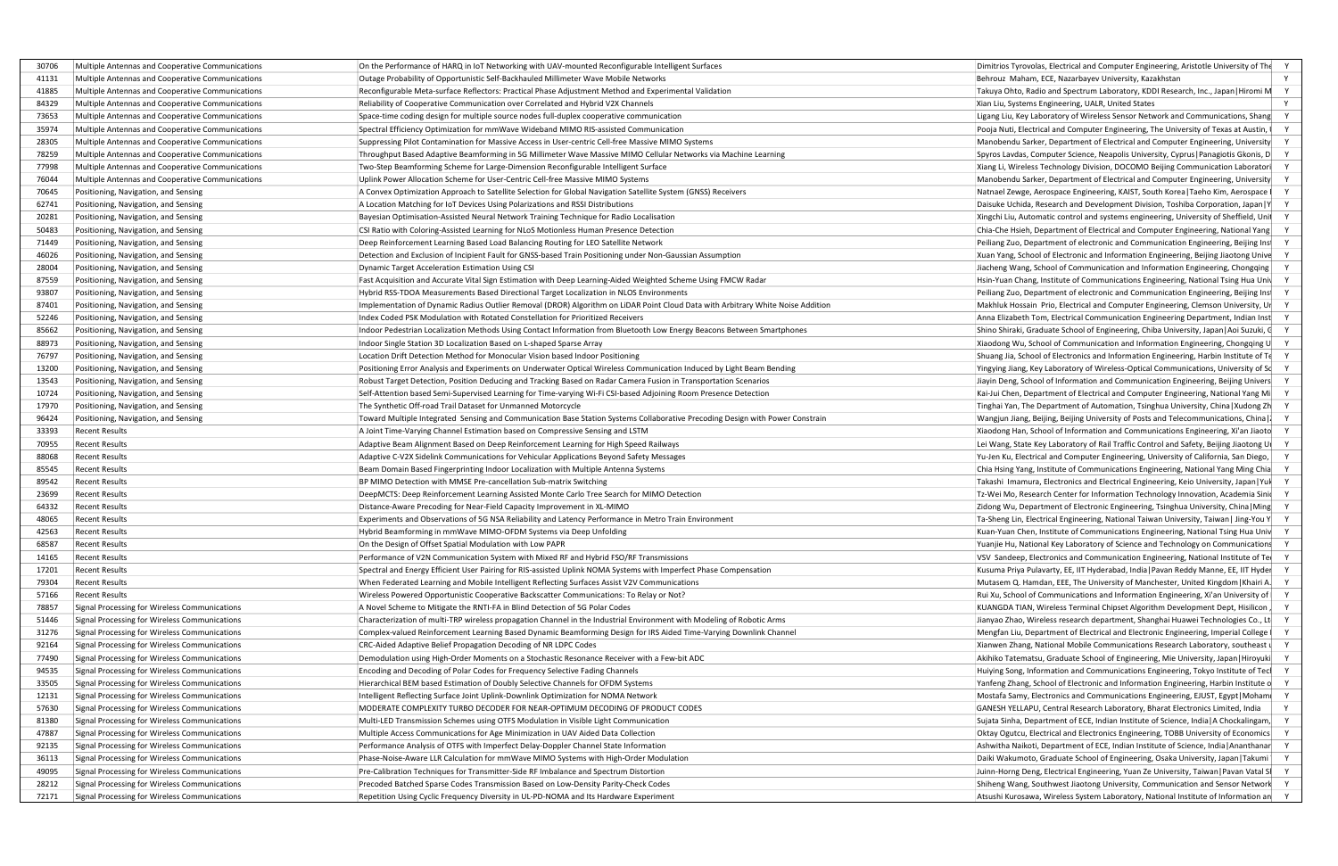| | | | | |
|---|---|---|---|---|
| 30706 | Multiple Antennas and Cooperative Communications | On the Performance of HARQ in IoT Networking with UAV-mounted Reconfigurable Intelligent Surfaces | Dimitrios Tyrovolas, Electrical and Computer Engineering, Aristotle University of The | Y |
| 41131 | Multiple Antennas and Cooperative Communications | Outage Probability of Opportunistic Self-Backhauled Millimeter Wave Mobile Networks | Behrouz Maham, ECE, Nazarbayev University, Kazakhstan | Y |
| 41885 | Multiple Antennas and Cooperative Communications | Reconfigurable Meta-surface Reflectors: Practical Phase Adjustment Method and Experimental Validation | Takuya Ohto, Radio and Spectrum Laboratory, KDDI Research, Inc., Japan\|Hiromi M | Y |
| 84329 | Multiple Antennas and Cooperative Communications | Reliability of Cooperative Communication over Correlated and Hybrid V2X Channels | Xian Liu, Systems Engineering, UALR, United States | Y |
| 73653 | Multiple Antennas and Cooperative Communications | Space-time coding design for multiple source nodes full-duplex cooperative communication | Ligang Liu, Key Laboratory of Wireless Sensor Network and Communications, Shang | Y |
| 35974 | Multiple Antennas and Cooperative Communications | Spectral Efficiency Optimization for mmWave Wideband MIMO RIS-assisted Communication | Pooja Nuti, Electrical and Computer Engineering, The University of Texas at Austin, | Y |
| 28305 | Multiple Antennas and Cooperative Communications | Suppressing Pilot Contamination for Massive Access in User-centric Cell-free Massive MIMO Systems | Manobendu Sarker, Department of Electrical and Computer Engineering, University | Y |
| 78259 | Multiple Antennas and Cooperative Communications | Throughput Based Adaptive Beamforming in 5G Millimeter Wave Massive MIMO Cellular Networks via Machine Learning | Spyros Lavdas, Computer Science, Neapolis University, Cyprus\|Panagiotis Gkonis, D | Y |
| 77998 | Multiple Antennas and Cooperative Communications | Two-Step Beamforming Scheme for Large-Dimension Reconfigurable Intelligent Surface | Xiang Li, Wireless Technology Division, DOCOMO Beijing Communication Laboratori | Y |
| 76044 | Multiple Antennas and Cooperative Communications | Uplink Power Allocation Scheme for User-Centric Cell-free Massive MIMO Systems | Manobendu Sarker, Department of Electrical and Computer Engineering, University | Y |
| 70645 | Positioning, Navigation, and Sensing | A Convex Optimization Approach to Satellite Selection for Global Navigation Satellite System (GNSS) Receivers | Natnael Zewge, Aerospace Engineering, KAIST, South Korea\|Taeho Kim, Aerospace | Y |
| 62741 | Positioning, Navigation, and Sensing | A Location Matching for IoT Devices Using Polarizations and RSSI Distributions | Daisuke Uchida, Research and Development Division, Toshiba Corporation, Japan\|Y | Y |
| 20281 | Positioning, Navigation, and Sensing | Bayesian Optimisation-Assisted Neural Network Training Technique for Radio Localisation | Xingchi Liu, Automatic control and systems engineering, University of Sheffield, Uni | Y |
| 50483 | Positioning, Navigation, and Sensing | CSI Ratio with Coloring-Assisted Learning for NLoS Motionless Human Presence Detection | Chia-Che Hsieh, Department of Electrical and Computer Engineering, National Yang | Y |
| 71449 | Positioning, Navigation, and Sensing | Deep Reinforcement Learning Based Load Balancing Routing for LEO Satellite Network | Peiliang Zuo, Department of electronic and Communication Engineering, Beijing Inst | Y |
| 46026 | Positioning, Navigation, and Sensing | Detection and Exclusion of Incipient Fault for GNSS-based Train Positioning under Non-Gaussian Assumption | Xuan Yang, School of Electronic and Information Engineering, Beijing Jiaotong Unive | Y |
| 28004 | Positioning, Navigation, and Sensing | Dynamic Target Acceleration Estimation Using CSI | Jiacheng Wang, School of Communication and Information Engineering, Chongqing | Y |
| 87559 | Positioning, Navigation, and Sensing | Fast Acquisition and Accurate Vital Sign Estimation with Deep Learning-Aided Weighted Scheme Using FMCW Radar | Hsin-Yuan Chang, Institute of Communications Engineering, National Tsing Hua Univ | Y |
| 93807 | Positioning, Navigation, and Sensing | Hybrid RSS-TDOA Measurements Based Directional Target Localization in NLOS Environments | Peiliang Zuo, Department of electronic and Communication Engineering, Beijing Inst | Y |
| 87401 | Positioning, Navigation, and Sensing | Implementation of Dynamic Radius Outlier Removal (DROR) Algorithm on LiDAR Point Cloud Data with Arbitrary White Noise Addition | Makhluk Hossain Prio, Electrical and Computer Engineering, Clemson University, Ur | Y |
| 52246 | Positioning, Navigation, and Sensing | Index Coded PSK Modulation with Rotated Constellation for Prioritized Receivers | Anna Elizabeth Tom, Electrical Communication Engineering Department, Indian Inst | Y |
| 85662 | Positioning, Navigation, and Sensing | Indoor Pedestrian Localization Methods Using Contact Information from Bluetooth Low Energy Beacons Between Smartphones | Shino Shiraki, Graduate School of Engineering, Chiba University, Japan\|Aoi Suzuki, C | Y |
| 88973 | Positioning, Navigation, and Sensing | Indoor Single Station 3D Localization Based on L-shaped Sparse Array | Xiaodong Wu, School of Communication and Information Engineering, Chongqing U | Y |
| 76797 | Positioning, Navigation, and Sensing | Location Drift Detection Method for Monocular Vision based Indoor Positioning | Shuang Jia, School of Electronics and Information Engineering, Harbin Institute of Te | Y |
| 13200 | Positioning, Navigation, and Sensing | Positioning Error Analysis and Experiments on Underwater Optical Wireless Communication Induced by Light Beam Bending | Yingying Jiang, Key Laboratory of Wireless-Optical Communications, University of Sc | Y |
| 13543 | Positioning, Navigation, and Sensing | Robust Target Detection, Position Deducing and Tracking Based on Radar Camera Fusion in Transportation Scenarios | Jiayin Deng, School of Information and Communication Engineering, Beijing Univers | Y |
| 10724 | Positioning, Navigation, and Sensing | Self-Attention based Semi-Supervised Learning for Time-varying Wi-Fi CSI-based Adjoining Room Presence Detection | Kai-Jui Chen, Department of Electrical and Computer Engineering, National Yang Mi | Y |
| 17970 | Positioning, Navigation, and Sensing | The Synthetic Off-road Trail Dataset for Unmanned Motorcycle | Tinghai Yan, The Department of Automation, Tsinghua University, China\|Xudong Zh | Y |
| 96424 | Positioning, Navigation, and Sensing | Toward Multiple Integrated Sensing and Communication Base Station Systems Collaborative Precoding Design with Power Constrain | Wangjun Jiang, Beijing, Beijing University of Posts and Telecommunications, China\|. | Y |
| 33393 | Recent Results | A Joint Time-Varying Channel Estimation based on Compressive Sensing and LSTM | Xiaodong Han, School of Information and Communications Engineering, Xi'an Jiaoto | Y |
| 70955 | Recent Results | Adaptive Beam Alignment Based on Deep Reinforcement Learning for High Speed Railways | Lei Wang, State Key Laboratory of Rail Traffic Control and Safety, Beijing Jiaotong Ur | Y |
| 88068 | Recent Results | Adaptive C-V2X Sidelink Communications for Vehicular Applications Beyond Safety Messages | Yu-Jen Ku, Electrical and Computer Engineering, University of California, San Diego, | Y |
| 85545 | Recent Results | Beam Domain Based Fingerprinting Indoor Localization with Multiple Antenna Systems | Chia Hsing Yang, Institute of Communications Engineering, National Yang Ming Chia | Y |
| 89542 | Recent Results | BP MIMO Detection with MMSE Pre-cancellation Sub-matrix Switching | Takashi Imamura, Electronics and Electrical Engineering, Keio University, Japan\|Yuk | Y |
| 23699 | Recent Results | DeepMCTS: Deep Reinforcement Learning Assisted Monte Carlo Tree Search for MIMO Detection | Tz-Wei Mo, Research Center for Information Technology Innovation, Academia Sinic | Y |
| 64332 | Recent Results | Distance-Aware Precoding for Near-Field Capacity Improvement in XL-MIMO | Zidong Wu, Department of Electronic Engineering, Tsinghua University, China\|Ming | Y |
| 48065 | Recent Results | Experiments and Observations of 5G NSA Reliability and Latency Performance in Metro Train Environment | Ta-Sheng Lin, Electrical Engineering, National Taiwan University, Taiwan\|Jing-You Y | Y |
| 42563 | Recent Results | Hybrid Beamforming in mmWave MIMO-OFDM Systems via Deep Unfolding | Kuan-Yuan Chen, Institute of Communications Engineering, National Tsing Hua Univ | Y |
| 68587 | Recent Results | On the Design of Offset Spatial Modulation with Low PAPR | Yuanjie Hu, National Key Laboratory of Science and Technology on Communications | Y |
| 14165 | Recent Results | Performance of V2N Communication System with Mixed RF and Hybrid FSO/RF Transmissions | VSV Sandeep, Electronics and Communication Engineering, National Institute of Tec | Y |
| 17201 | Recent Results | Spectral and Energy Efficient User Pairing for RIS-assisted Uplink NOMA Systems with Imperfect Phase Compensation | Kusuma Priya Pulavarty, EE, IIT Hyderabad, India\|Pavan Reddy Manne, EE, IIT Hyder | Y |
| 79304 | Recent Results | When Federated Learning and Mobile Intelligent Reflecting Surfaces Assist V2V Communications | Mutasem Q. Hamdan, EEE, The University of Manchester, United Kingdom\|Khairi A. | Y |
| 57166 | Recent Results | Wireless Powered Opportunistic Cooperative Backscatter Communications: To Relay or Not? | Rui Xu, School of Communications and Information Engineering, Xi'an University of | Y |
| 78857 | Signal Processing for Wireless Communications | A Novel Scheme to Mitigate the RNTI-FA in Blind Detection of 5G Polar Codes | KUANGDA TIAN, Wireless Terminal Chipset Algorithm Development Dept, Hisilicon , | Y |
| 51446 | Signal Processing for Wireless Communications | Characterization of multi-TRP wireless propagation Channel in the Industrial Environment with Modeling of Robotic Arms | Jianyao Zhao, Wireless research department, Shanghai Huawei Technologies Co., Lt | Y |
| 31276 | Signal Processing for Wireless Communications | Complex-valued Reinforcement Learning Based Dynamic Beamforming Design for IRS Aided Time-Varying Downlink Channel | Mengfan Liu, Department of Electrical and Electronic Engineering, Imperial College | Y |
| 92164 | Signal Processing for Wireless Communications | CRC-Aided Adaptive Belief Propagation Decoding of NR LDPC Codes | Xianwen Zhang, National Mobile Communications Research Laboratory, southeast u | Y |
| 77490 | Signal Processing for Wireless Communications | Demodulation using High-Order Moments on a Stochastic Resonance Receiver with a Few-bit ADC | Akihiko Tatematsu, Graduate School of Engineering, Mie University, Japan\|Hiroyuki | Y |
| 94535 | Signal Processing for Wireless Communications | Encoding and Decoding of Polar Codes for Frequency Selective Fading Channels | Huiying Song, Information and Communications Engineering, Tokyo Institute of Tech | Y |
| 33505 | Signal Processing for Wireless Communications | Hierarchical BEM based Estimation of Doubly Selective Channels for OFDM Systems | Yanfeng Zhang, School of Electronic and Information Engineering, Harbin Institute o | Y |
| 12131 | Signal Processing for Wireless Communications | Intelligent Reflecting Surface Joint Uplink-Downlink Optimization for NOMA Network | Mostafa Samy, Electronics and Communications Engineering, EJUST, Egypt\|Moham | Y |
| 57630 | Signal Processing for Wireless Communications | MODERATE COMPLEXITY TURBO DECODER FOR NEAR-OPTIMUM DECODING OF PRODUCT CODES | GANESH YELLAPU, Central Research Laboratory, Bharat Electronics Limited, India | Y |
| 81380 | Signal Processing for Wireless Communications | Multi-LED Transmission Schemes using OTFS Modulation in Visible Light Communication | Sujata Sinha, Department of ECE, Indian Institute of Science, India\|A Chockalingam, | Y |
| 47887 | Signal Processing for Wireless Communications | Multiple Access Communications for Age Minimization in UAV Aided Data Collection | Oktay Ogutcu, Electrical and Electronics Engineering, TOBB University of Economics | Y |
| 92135 | Signal Processing for Wireless Communications | Performance Analysis of OTFS with Imperfect Delay-Doppler Channel State Information | Ashwitha Naikoti, Department of ECE, Indian Institute of Science, India\|Ananthanar | Y |
| 36113 | Signal Processing for Wireless Communications | Phase-Noise-Aware LLR Calculation for mmWave MIMO Systems with High-Order Modulation | Daiki Wakumoto, Graduate School of Engineering, Osaka University, Japan\|Takumi | Y |
| 49095 | Signal Processing for Wireless Communications | Pre-Calibration Techniques for Transmitter-Side RF Imbalance and Spectrum Distortion | Juinn-Horng Deng, Electrical Engineering, Yuan Ze University, Taiwan\|Pavan Vatal Sl | Y |
| 28212 | Signal Processing for Wireless Communications | Precoded Batched Sparse Codes Transmission Based on Low-Density Parity-Check Codes | Shiheng Wang, Southwest Jiaotong University, Communication and Sensor Network | Y |
| 72171 | Signal Processing for Wireless Communications | Repetition Using Cyclic Frequency Diversity in UL-PD-NOMA and Its Hardware Experiment | Atsushi Kurosawa, Wireless System Laboratory, National Institute of Information an | Y |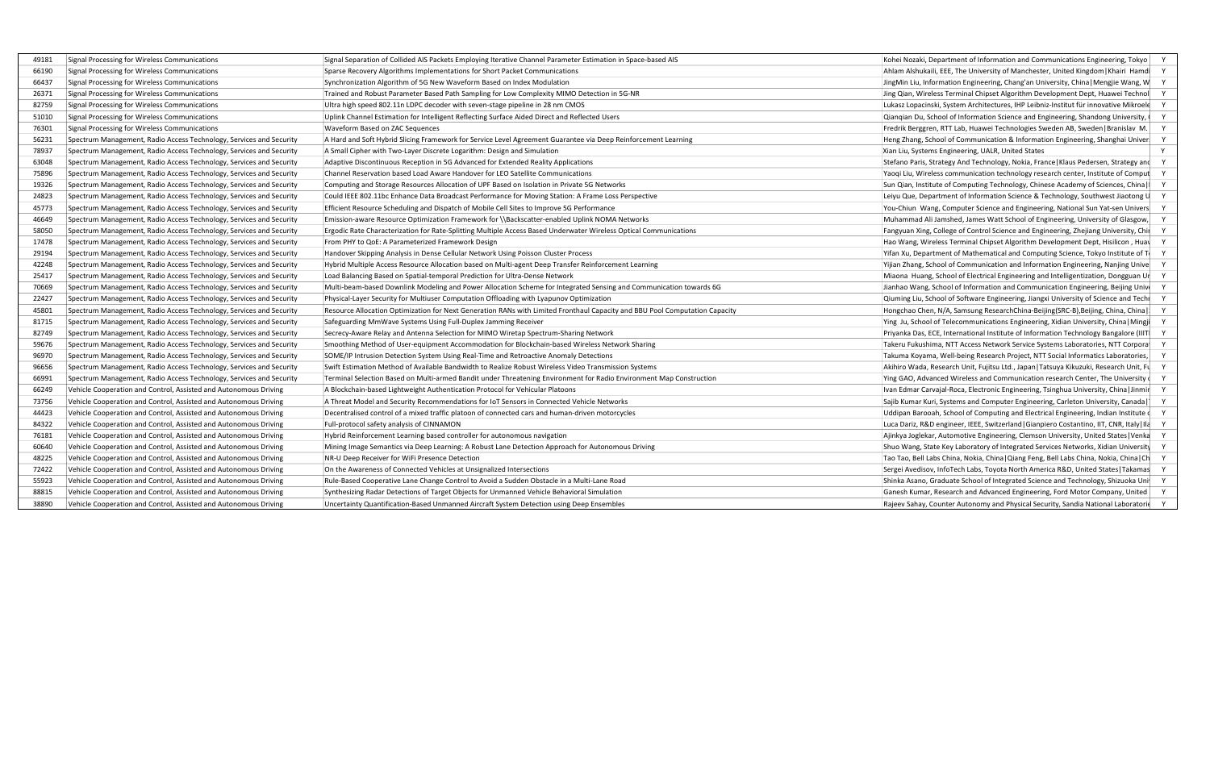| | | | | |
|---|---|---|---|---|
| 49181 | Signal Processing for Wireless Communications | Signal Separation of Collided AIS Packets Employing Iterative Channel Parameter Estimation in Space-based AIS | Kohei Nozaki, Department of Information and Communications Engineering, Tokyo | Y |
| 66190 | Signal Processing for Wireless Communications | Sparse Recovery Algorithms Implementations for Short Packet Communications | Ahlam Alshukaili, EEE, The University of Manchester, United Kingdom\|Khairi Hamdi | Y |
| 66437 | Signal Processing for Wireless Communications | Synchronization Algorithm of 5G New Waveform Based on Index Modulation | JingMin Liu, Information Engineering, Chang'an University, China\|Mengjie Wang, W | Y |
| 26371 | Signal Processing for Wireless Communications | Trained and Robust Parameter Based Path Sampling for Low Complexity MIMO Detection in 5G-NR | Jing Qian, Wireless Terminal Chipset Algorithm Development Dept, Huawei Technol | Y |
| 82759 | Signal Processing for Wireless Communications | Ultra high speed 802.11n LDPC decoder with seven-stage pipeline in 28 nm CMOS | Lukasz Lopacinski, System Architectures, IHP Leibniz-Institut für innovative Mikroele | Y |
| 51010 | Signal Processing for Wireless Communications | Uplink Channel Estimation for Intelligent Reflecting Surface Aided Direct and Reflected Users | Qianqian Du, School of Information Science and Engineering, Shandong University, | Y |
| 76301 | Signal Processing for Wireless Communications | Waveform Based on ZAC Sequences | Fredrik Berggren, RTT Lab, Huawei Technologies Sweden AB, Sweden\|Branislav M. | Y |
| 56231 | Spectrum Management, Radio Access Technology, Services and Security | A Hard and Soft Hybrid Slicing Framework for Service Level Agreement Guarantee via Deep Reinforcement Learning | Heng Zhang, School of Communication & Information Engineering, Shanghai Univer | Y |
| 78937 | Spectrum Management, Radio Access Technology, Services and Security | A Small Cipher with Two-Layer Discrete Logarithm: Design and Simulation | Xian Liu, Systems Engineering, UALR, United States | Y |
| 63048 | Spectrum Management, Radio Access Technology, Services and Security | Adaptive Discontinuous Reception in 5G Advanced for Extended Reality Applications | Stefano Paris, Strategy And Technology, Nokia, France\|Klaus Pedersen, Strategy and | Y |
| 75896 | Spectrum Management, Radio Access Technology, Services and Security | Channel Reservation based Load Aware Handover for LEO Satellite Communications | Yaoqi Liu, Wireless communication technology research center, Institute of Comput | Y |
| 19326 | Spectrum Management, Radio Access Technology, Services and Security | Computing and Storage Resources Allocation of UPF Based on Isolation in Private 5G Networks | Sun Qian, Institute of Computing Technology, Chinese Academy of Sciences, China\| | Y |
| 24823 | Spectrum Management, Radio Access Technology, Services and Security | Could IEEE 802.11bc Enhance Data Broadcast Performance for Moving Station: A Frame Loss Perspective | Leiyu Que, Department of Information Science & Technology, Southwest Jiaotong U | Y |
| 45773 | Spectrum Management, Radio Access Technology, Services and Security | Efficient Resource Scheduling and Dispatch of Mobile Cell Sites to Improve 5G Performance | You-Chiun Wang, Computer Science and Engineering, National Sun Yat-sen Univers | Y |
| 46649 | Spectrum Management, Radio Access Technology, Services and Security | Emission-aware Resource Optimization Framework for \\Backscatter-enabled Uplink NOMA Networks | Muhammad Ali Jamshed, James Watt School of Engineering, University of Glasgow, | Y |
| 58050 | Spectrum Management, Radio Access Technology, Services and Security | Ergodic Rate Characterization for Rate-Splitting Multiple Access Based Underwater Wireless Optical Communications | Fangyuan Xing, College of Control Science and Engineering, Zhejiang University, Chi | Y |
| 17478 | Spectrum Management, Radio Access Technology, Services and Security | From PHY to QoE: A Parameterized Framework Design | Hao Wang, Wireless Terminal Chipset Algorithm Development Dept, Hisilicon , Huav | Y |
| 29194 | Spectrum Management, Radio Access Technology, Services and Security | Handover Skipping Analysis in Dense Cellular Network Using Poisson Cluster Process | Yifan Xu, Department of Mathematical and Computing Science, Tokyo Institute of T | Y |
| 42248 | Spectrum Management, Radio Access Technology, Services and Security | Hybrid Multiple Access Resource Allocation based on Multi-agent Deep Transfer Reinforcement Learning | Yijian Zhang, School of Communication and Information Engineering, Nanjing Unive | Y |
| 25417 | Spectrum Management, Radio Access Technology, Services and Security | Load Balancing Based on Spatial-temporal Prediction for Ultra-Dense Network | Miaona Huang, School of Electrical Engineering and Intelligentization, Dongguan Ur | Y |
| 70669 | Spectrum Management, Radio Access Technology, Services and Security | Multi-beam-based Downlink Modeling and Power Allocation Scheme for Integrated Sensing and Communication towards 6G | Jianhao Wang, School of Information and Communication Engineering, Beijing Univ | Y |
| 22427 | Spectrum Management, Radio Access Technology, Services and Security | Physical-Layer Security for Multiuser Computation Offloading with Lyapunov Optimization | Qiuming Liu, School of Software Engineering, Jiangxi University of Science and Techr | Y |
| 45801 | Spectrum Management, Radio Access Technology, Services and Security | Resource Allocation Optimization for Next Generation RANs with Limited Fronthaul Capacity and BBU Pool Computation Capacity | Hongchao Chen, N/A, Samsung ResearchChina-Beijing(SRC-B),Beijing, China, China\| | Y |
| 81715 | Spectrum Management, Radio Access Technology, Services and Security | Safeguarding MmWave Systems Using Full-Duplex Jamming Receiver | Ying Ju, School of Telecommunications Engineering, Xidian University, China\|Mingji | Y |
| 82749 | Spectrum Management, Radio Access Technology, Services and Security | Secrecy-Aware Relay and Antenna Selection for MIMO Wiretap Spectrum-Sharing Network | Priyanka Das, ECE, International Institute of Information Technology Bangalore (IIIT | Y |
| 59676 | Spectrum Management, Radio Access Technology, Services and Security | Smoothing Method of User-equipment Accommodation for Blockchain-based Wireless Network Sharing | Takeru Fukushima, NTT Access Network Service Systems Laboratories, NTT Corpora | Y |
| 96970 | Spectrum Management, Radio Access Technology, Services and Security | SOME/IP Intrusion Detection System Using Real-Time and Retroactive Anomaly Detections | Takuma Koyama, Well-being Research Project, NTT Social Informatics Laboratories, | Y |
| 96656 | Spectrum Management, Radio Access Technology, Services and Security | Swift Estimation Method of Available Bandwidth to Realize Robust Wireless Video Transmission Systems | Akihiro Wada, Research Unit, Fujitsu Ltd., Japan\|Tatsuya Kikuzuki, Research Unit, Fu | Y |
| 66991 | Spectrum Management, Radio Access Technology, Services and Security | Terminal Selection Based on Multi-armed Bandit under Threatening Environment for Radio Environment Map Construction | Ying GAO, Advanced Wireless and Communication research Center, The University c | Y |
| 66249 | Vehicle Cooperation and Control, Assisted and Autonomous Driving | A Blockchain-based Lightweight Authentication Protocol for Vehicular Platoons | Ivan Edmar Carvajal-Roca, Electronic Engineering, Tsinghua University, China\|Jinmir | Y |
| 73756 | Vehicle Cooperation and Control, Assisted and Autonomous Driving | A Threat Model and Security Recommendations for IoT Sensors in Connected Vehicle Networks | Sajib Kumar Kuri, Systems and Computer Engineering, Carleton University, Canada\| | Y |
| 44423 | Vehicle Cooperation and Control, Assisted and Autonomous Driving | Decentralised control of a mixed traffic platoon of connected cars and human-driven motorcycles | Uddipan Barooah, School of Computing and Electrical Engineering, Indian Institute c | Y |
| 84322 | Vehicle Cooperation and Control, Assisted and Autonomous Driving | Full-protocol safety analysis of CINNAMON | Luca Dariz, R&D engineer, IEEE, Switzerland\|Gianpiero Costantino, IIT, CNR, Italy\|Ila | Y |
| 76181 | Vehicle Cooperation and Control, Assisted and Autonomous Driving | Hybrid Reinforcement Learning based controller for autonomous navigation | Ajinkya Joglekar, Automotive Engineering, Clemson University, United States\|Venka | Y |
| 60640 | Vehicle Cooperation and Control, Assisted and Autonomous Driving | Mining Image Semantics via Deep Learning: A Robust Lane Detection Approach for Autonomous Driving | Shuo Wang, State Key Laboratory of Integrated Services Networks, Xidian University | Y |
| 48225 | Vehicle Cooperation and Control, Assisted and Autonomous Driving | NR-U Deep Receiver for WiFi Presence Detection | Tao Tao, Bell Labs China, Nokia, China\|Qiang Feng, Bell Labs China, Nokia, China\|Ch | Y |
| 72422 | Vehicle Cooperation and Control, Assisted and Autonomous Driving | On the Awareness of Connected Vehicles at Unsignalized Intersections | Sergei Avedisov, InfoTech Labs, Toyota North America R&D, United States\|Takamas | Y |
| 55923 | Vehicle Cooperation and Control, Assisted and Autonomous Driving | Rule-Based Cooperative Lane Change Control to Avoid a Sudden Obstacle in a Multi-Lane Road | Shinka Asano, Graduate School of Integrated Science and Technology, Shizuoka Uni | Y |
| 88815 | Vehicle Cooperation and Control, Assisted and Autonomous Driving | Synthesizing Radar Detections of Target Objects for Unmanned Vehicle Behavioral Simulation | Ganesh Kumar, Research and Advanced Engineering, Ford Motor Company, United | Y |
| 38890 | Vehicle Cooperation and Control, Assisted and Autonomous Driving | Uncertainty Quantification-Based Unmanned Aircraft System Detection using Deep Ensembles | Rajeev Sahay, Counter Autonomy and Physical Security, Sandia National Laboratorie | Y |